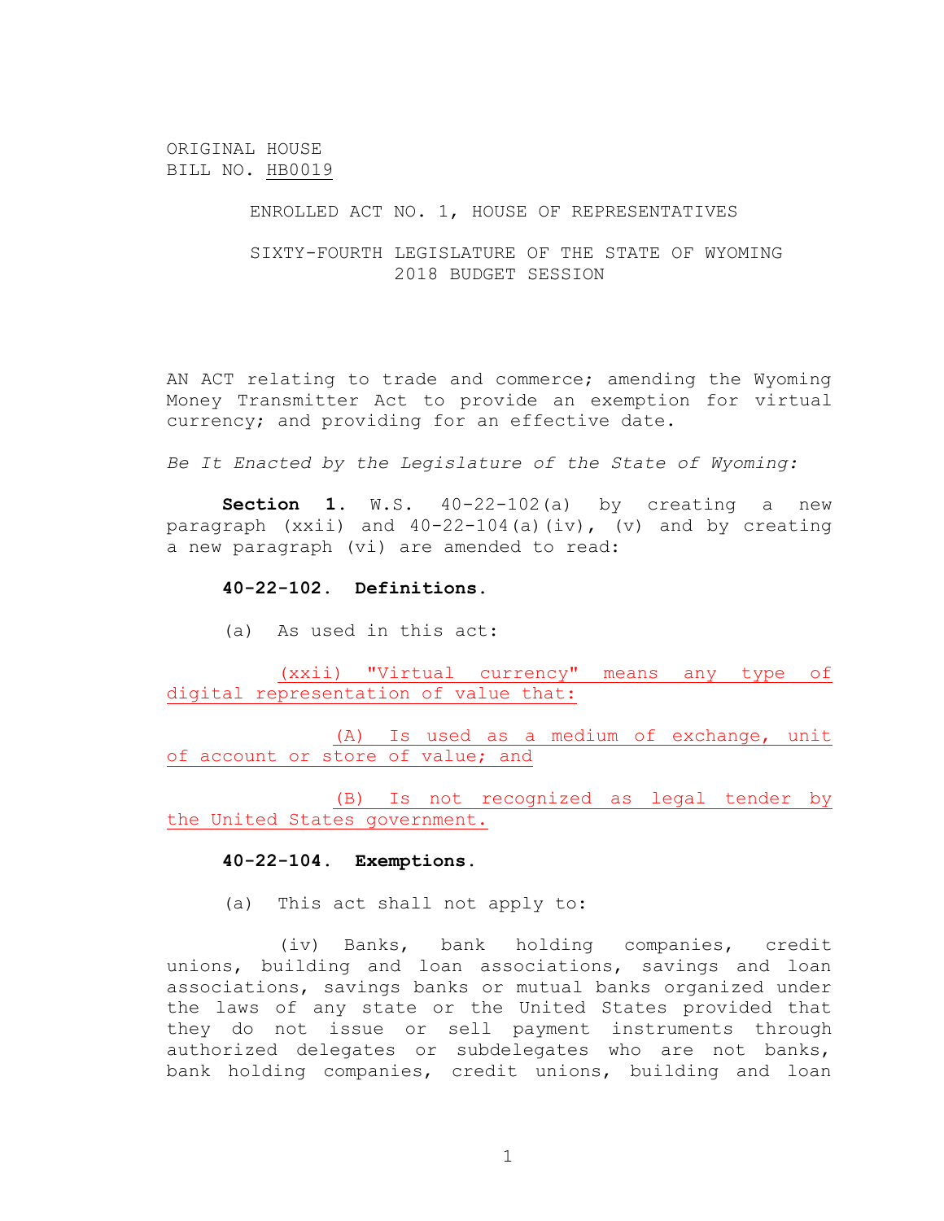ORIGINAL HOUSE
BILL NO. HB0019

ENROLLED ACT NO. 1, HOUSE OF REPRESENTATIVES

SIXTY-FOURTH LEGISLATURE OF THE STATE OF WYOMING
2018 BUDGET SESSION

AN ACT relating to trade and commerce; amending the Wyoming Money Transmitter Act to provide an exemption for virtual currency; and providing for an effective date.

*Be It Enacted by the Legislature of the State of Wyoming:*

**Section 1.** W.S. 40-22-102(a) by creating a new paragraph (xxii) and 40-22-104(a)(iv), (v) and by creating a new paragraph (vi) are amended to read:

**40-22-102. Definitions.**

(a) As used in this act:

(xxii) "Virtual currency" means any type of digital representation of value that:

(A) Is used as a medium of exchange, unit of account or store of value; and

(B) Is not recognized as legal tender by the United States government.

**40-22-104. Exemptions.**

(a) This act shall not apply to:

(iv) Banks, bank holding companies, credit unions, building and loan associations, savings and loan associations, savings banks or mutual banks organized under the laws of any state or the United States provided that they do not issue or sell payment instruments through authorized delegates or subdelegates who are not banks, bank holding companies, credit unions, building and loan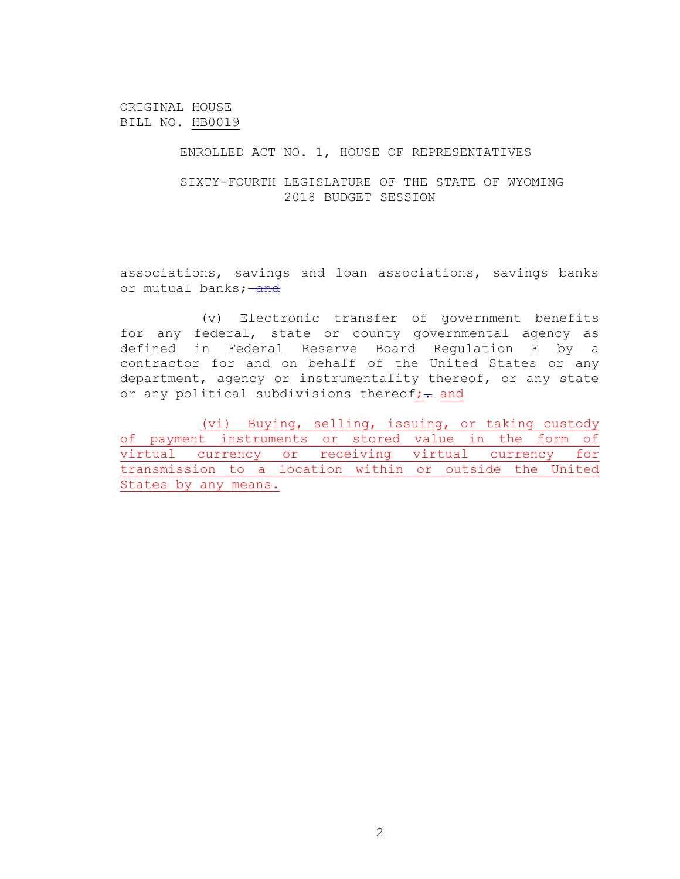ORIGINAL HOUSE
BILL NO. HB0019

ENROLLED ACT NO. 1, HOUSE OF REPRESENTATIVES

SIXTY-FOURTH LEGISLATURE OF THE STATE OF WYOMING
2018 BUDGET SESSION

associations, savings and loan associations, savings banks or mutual banks; ~~and~~

(v) Electronic transfer of government benefits for any federal, state or county governmental agency as defined in Federal Reserve Board Regulation E by a contractor for and on behalf of the United States or any department, agency or instrumentality thereof, or any state or any political subdivisions thereof;~~.~~ and

(vi) Buying, selling, issuing, or taking custody of payment instruments or stored value in the form of virtual currency or receiving virtual currency for transmission to a location within or outside the United States by any means.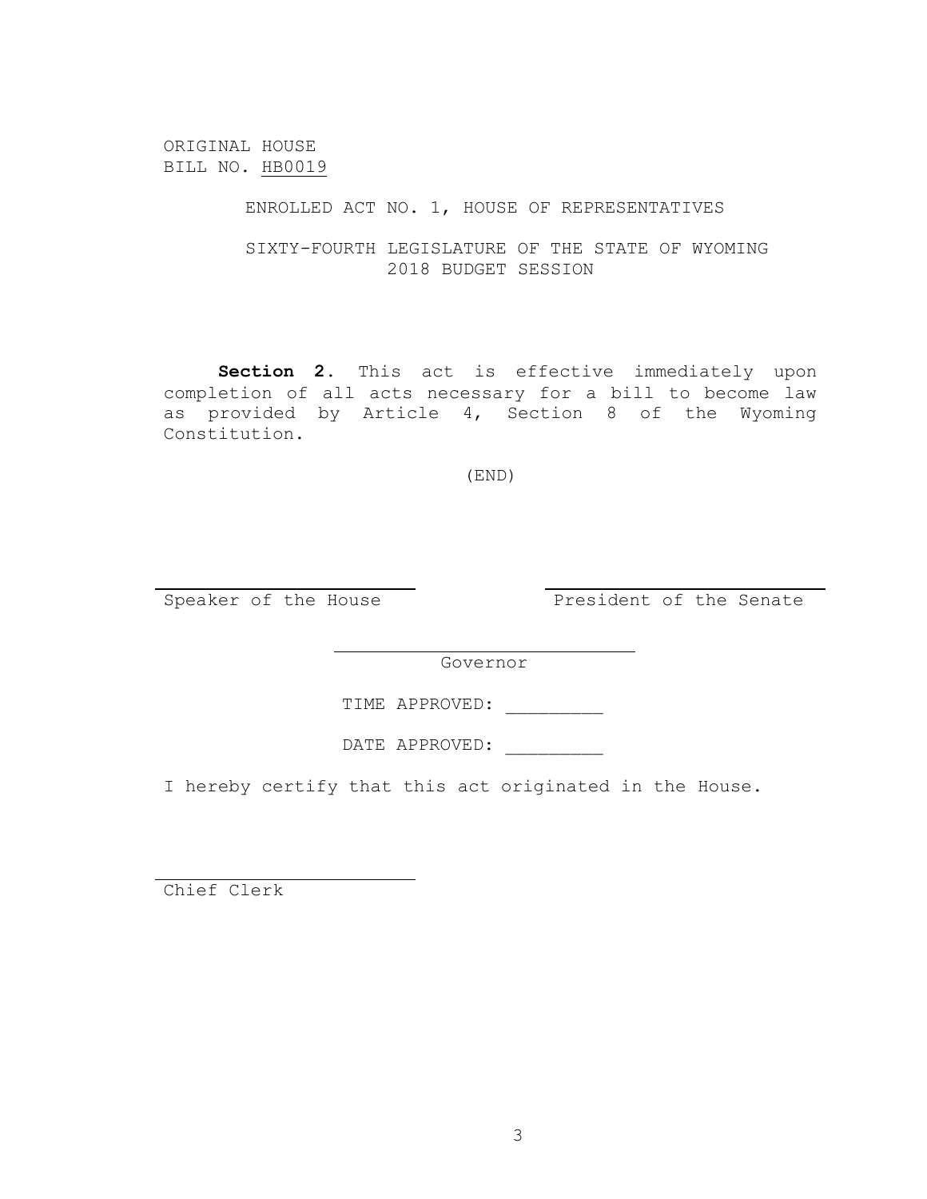ORIGINAL HOUSE
BILL NO. HB0019

ENROLLED ACT NO. 1, HOUSE OF REPRESENTATIVES

SIXTY-FOURTH LEGISLATURE OF THE STATE OF WYOMING
2018 BUDGET SESSION

**Section 2.** This act is effective immediately upon completion of all acts necessary for a bill to become law as provided by Article 4, Section 8 of the Wyoming Constitution.

(END)

Speaker of the House

President of the Senate

Governor

TIME APPROVED: _________

DATE APPROVED: _________

I hereby certify that this act originated in the House.

Chief Clerk